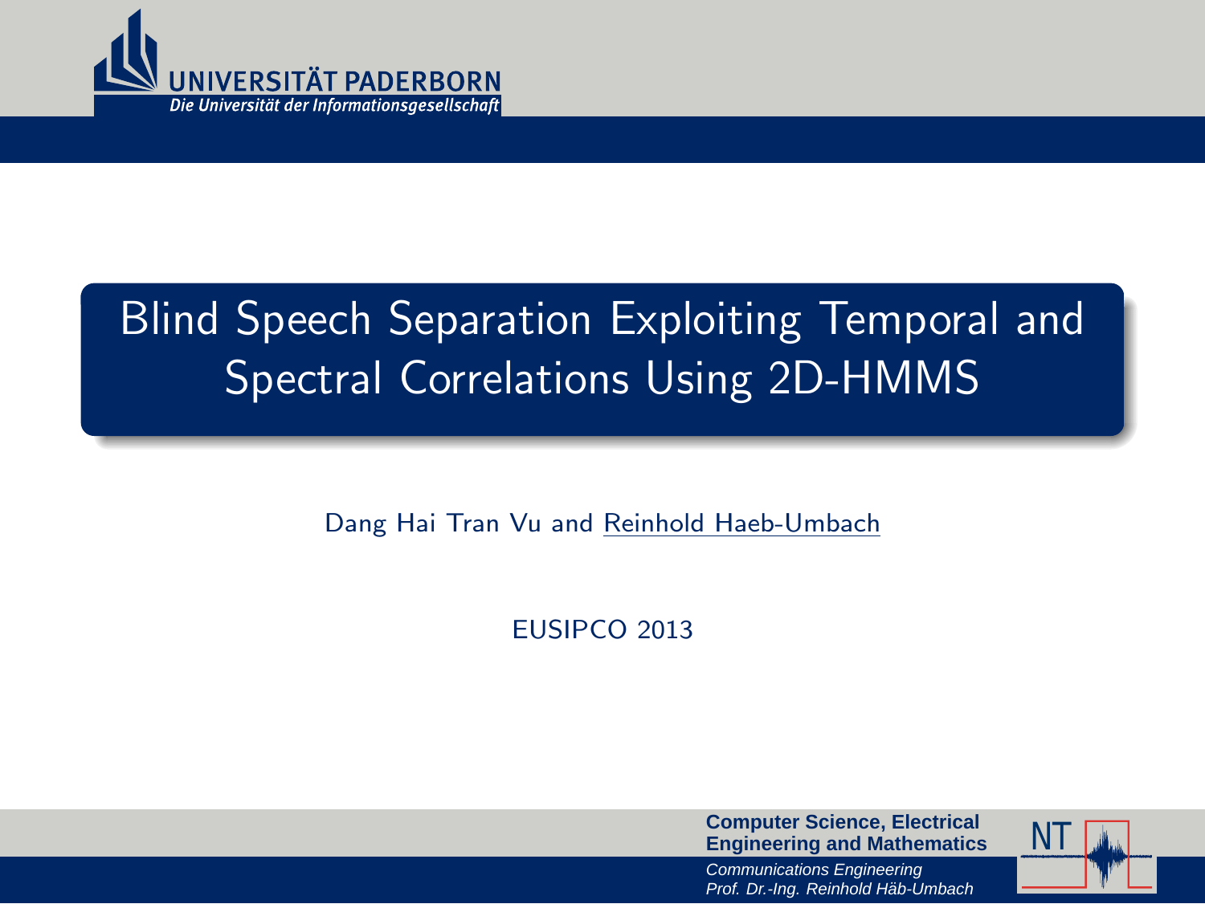# Blind Speech Separation Exploiting Temporal and Spectral Correlations Using 2D-HMMS

Dang Hai Tran Vu and Reinhold Haeb-Umbach

EUSIPCO 2013

**Computer Science, Electrical Engineering and Mathematics**

*Communications Engineering*
*Prof. Dr.-Ing. Reinhold Häb-Umbach*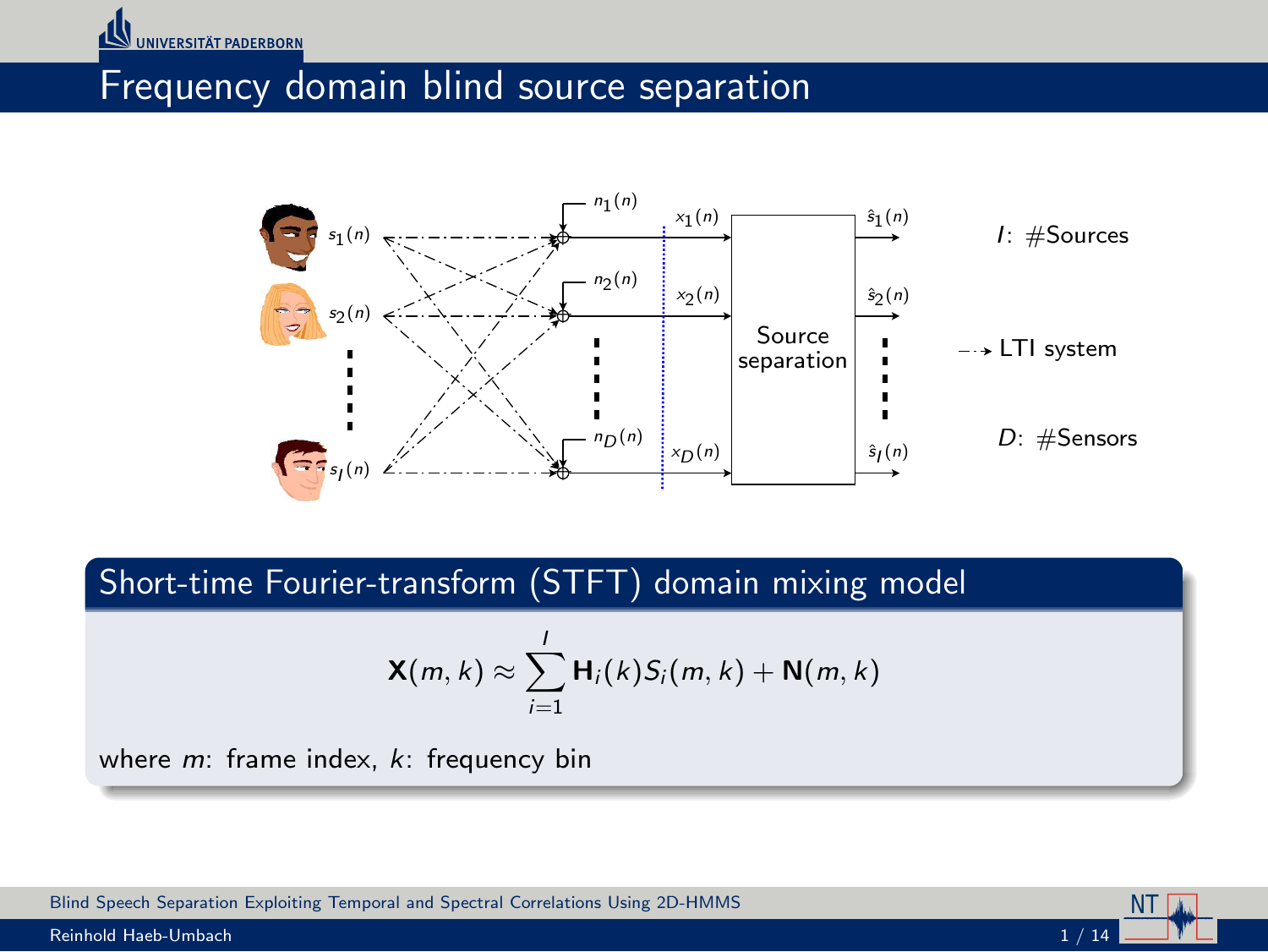# Frequency domain blind source separation

$s_1(n)$, $s_2(n)$, $s_I(n)$ — $n_1(n)$, $n_2(n)$, $n_D(n)$ — $x_1(n)$, $x_2(n)$, $x_D(n)$ — Source separation — $\hat{s}_1(n)$, $\hat{s}_2(n)$, $\hat{s}_I(n)$

$I$: #Sources

LTI system

$D$: #Sensors

## Short-time Fourier-transform (STFT) domain mixing model

$$\mathbf{X}(m,k) \approx \sum_{i=1}^{I} \mathbf{H}_i(k) S_i(m,k) + \mathbf{N}(m,k)$$

where $m$: frame index, $k$: frequency bin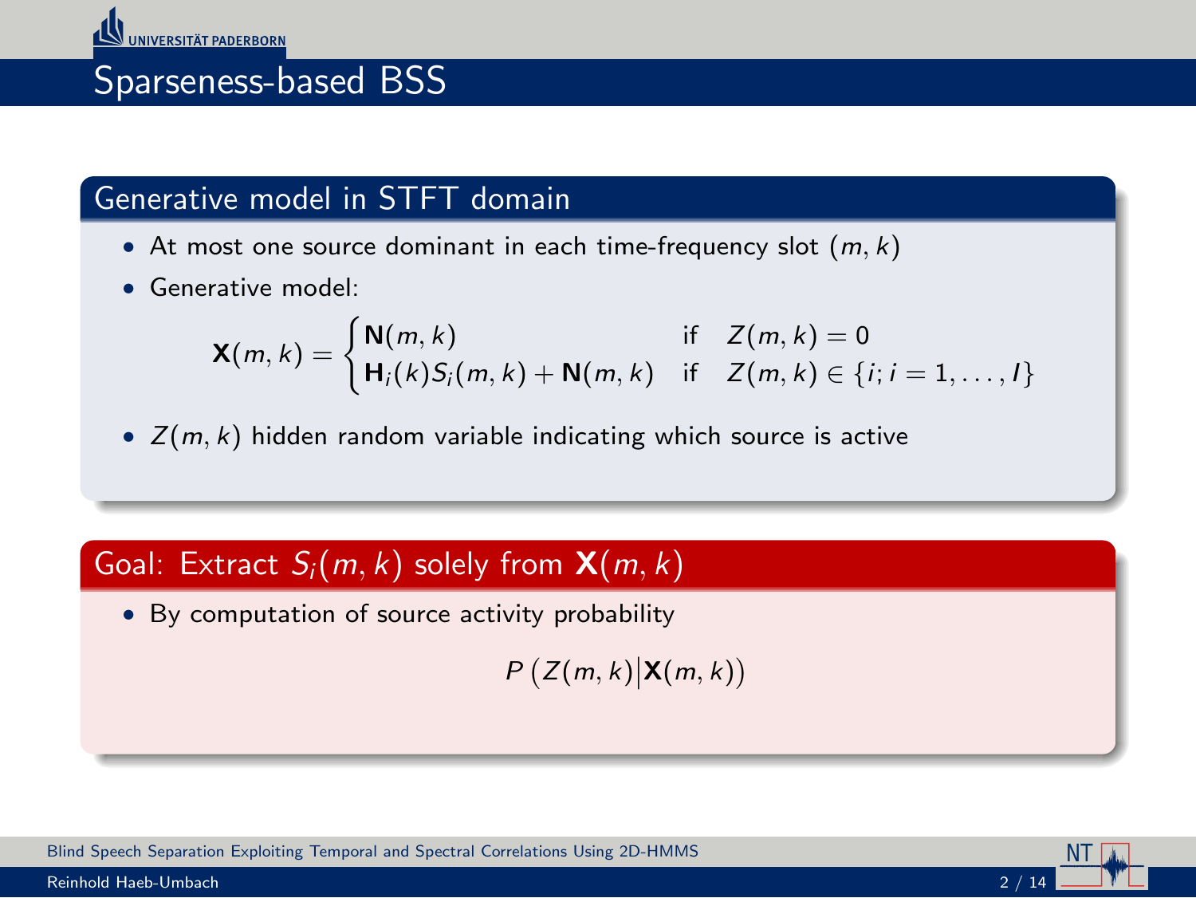# Sparseness-based BSS

## Generative model in STFT domain

- At most one source dominant in each time-frequency slot $(m, k)$
- Generative model:

$$\mathbf{X}(m,k) = \begin{cases} \mathbf{N}(m,k) & \text{if} \quad Z(m,k) = 0 \\ \mathbf{H}_i(k) S_i(m,k) + \mathbf{N}(m,k) & \text{if} \quad Z(m,k) \in \{i; i = 1, \ldots, I\} \end{cases}$$

- $Z(m, k)$ hidden random variable indicating which source is active

## Goal: Extract $S_i(m, k)$ solely from $\mathbf{X}(m, k)$

- By computation of source activity probability

$$P\left(Z(m,k) \middle| \mathbf{X}(m,k)\right)$$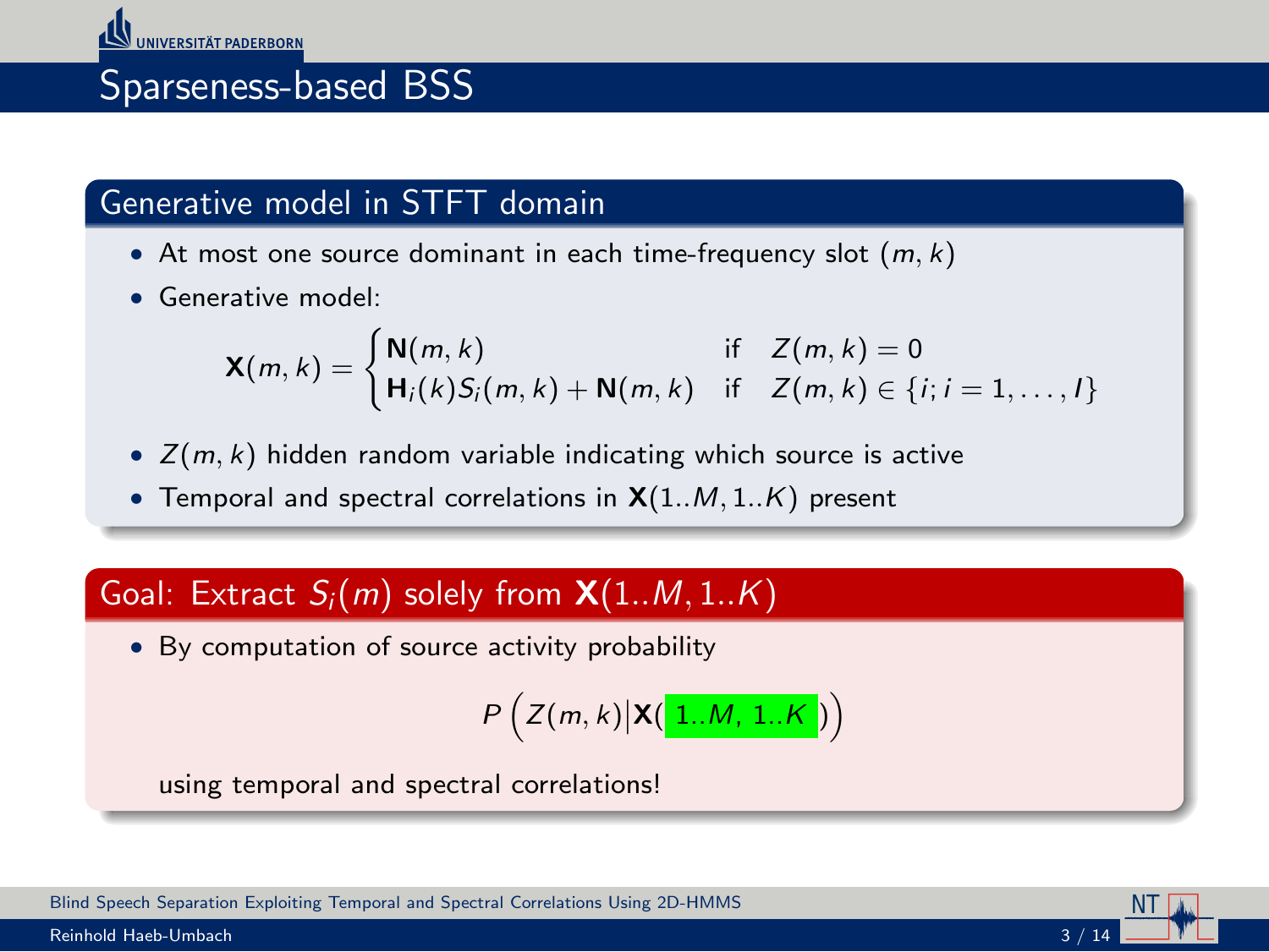# Sparseness-based BSS

## Generative model in STFT domain

- At most one source dominant in each time-frequency slot $(m, k)$
- Generative model:

$$\mathbf{X}(m,k) = \begin{cases} \mathbf{N}(m,k) & \text{if} \quad Z(m,k) = 0 \\ \mathbf{H}_i(k) S_i(m,k) + \mathbf{N}(m,k) & \text{if} \quad Z(m,k) \in \{i; i = 1, \ldots, I\} \end{cases}$$

- $Z(m, k)$ hidden random variable indicating which source is active
- Temporal and spectral correlations in $\mathbf{X}(1..M, 1..K)$ present

## Goal: Extract $S_i(m)$ solely from $\mathbf{X}(1..M, 1..K)$

- By computation of source activity probability

$$P\left(Z(m,k) \middle| \mathbf{X}(1..M, 1..K)\right)$$

using temporal and spectral correlations!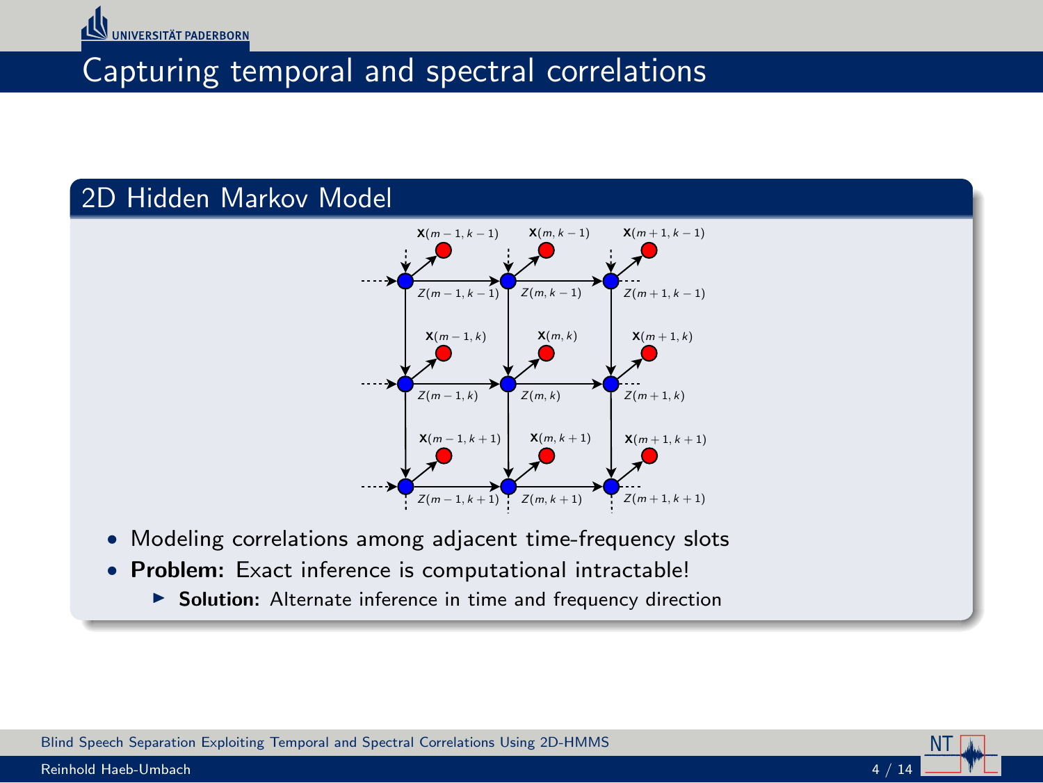# Capturing temporal and spectral correlations

## 2D Hidden Markov Model

- Modeling correlations among adjacent time-frequency slots
- **Problem:** Exact inference is computational intractable!
  - **Solution:** Alternate inference in time and frequency direction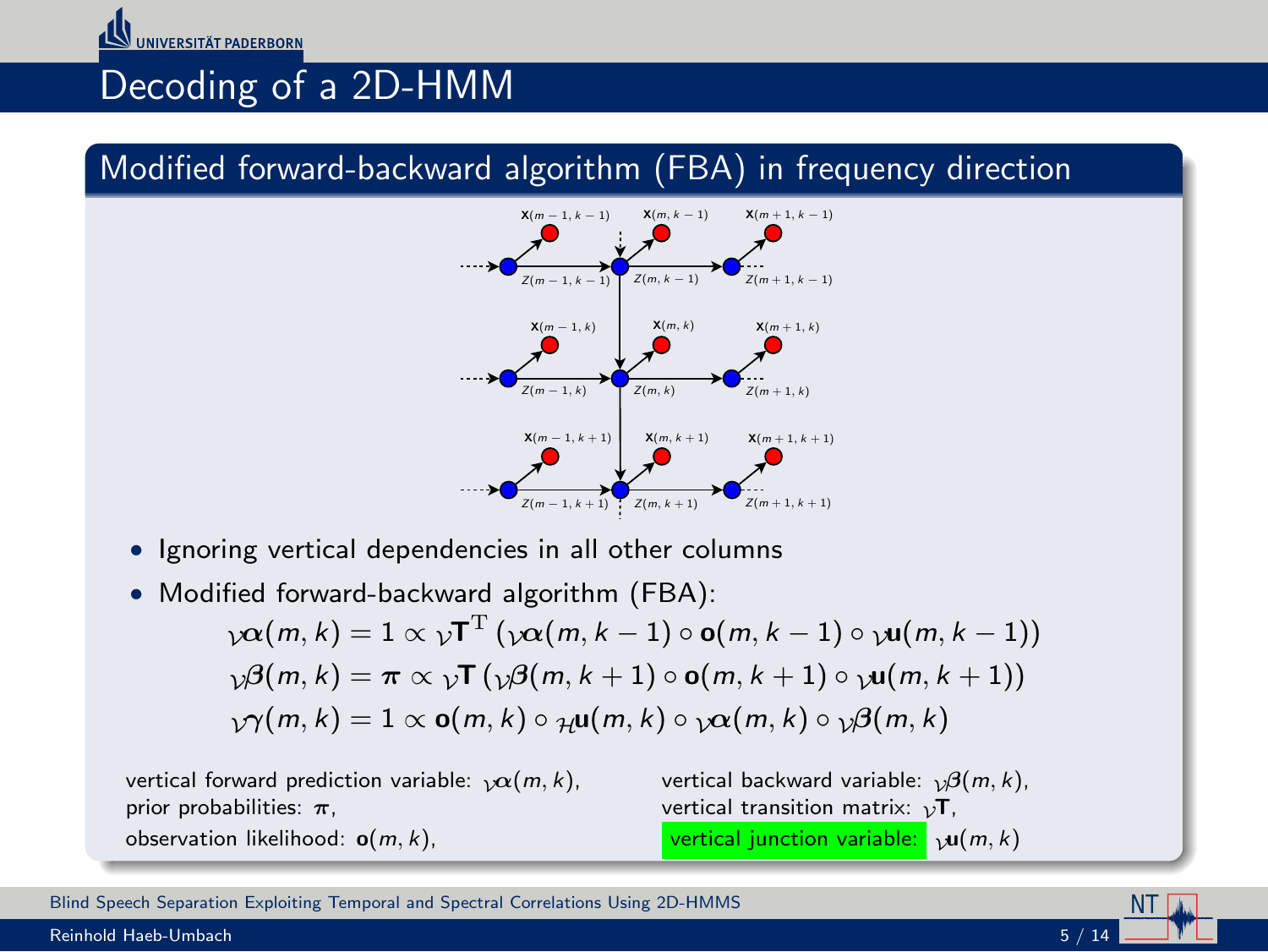# Decoding of a 2D-HMM

## Modified forward-backward algorithm (FBA) in frequency direction

- Ignoring vertical dependencies in all other columns
- Modified forward-backward algorithm (FBA):

$$
{}_{\mathcal{V}}\boldsymbol{\alpha}(m,k) = 1 \propto {}_{\mathcal{V}}\mathbf{T}^{\mathrm{T}} \left( {}_{\mathcal{V}}\boldsymbol{\alpha}(m,k-1) \circ \mathbf{o}(m,k-1) \circ {}_{\mathcal{V}}\mathbf{u}(m,k-1) \right)
$$

$$
{}_{\mathcal{V}}\boldsymbol{\beta}(m,k) = \boldsymbol{\pi} \propto {}_{\mathcal{V}}\mathbf{T} \left( {}_{\mathcal{V}}\boldsymbol{\beta}(m,k+1) \circ \mathbf{o}(m,k+1) \circ {}_{\mathcal{V}}\mathbf{u}(m,k+1) \right)
$$

$$
{}_{\mathcal{V}}\boldsymbol{\gamma}(m,k) = 1 \propto \mathbf{o}(m,k) \circ {}_{\mathcal{H}}\mathbf{u}(m,k) \circ {}_{\mathcal{V}}\boldsymbol{\alpha}(m,k) \circ {}_{\mathcal{V}}\boldsymbol{\beta}(m,k)
$$

vertical forward prediction variable: ${}_{\mathcal{V}}\boldsymbol{\alpha}(m,k)$,
prior probabilities: $\boldsymbol{\pi}$,
observation likelihood: $\mathbf{o}(m,k)$,

vertical backward variable: ${}_{\mathcal{V}}\boldsymbol{\beta}(m,k)$,
vertical transition matrix: ${}_{\mathcal{V}}\mathbf{T}$,
vertical junction variable: ${}_{\mathcal{V}}\mathbf{u}(m,k)$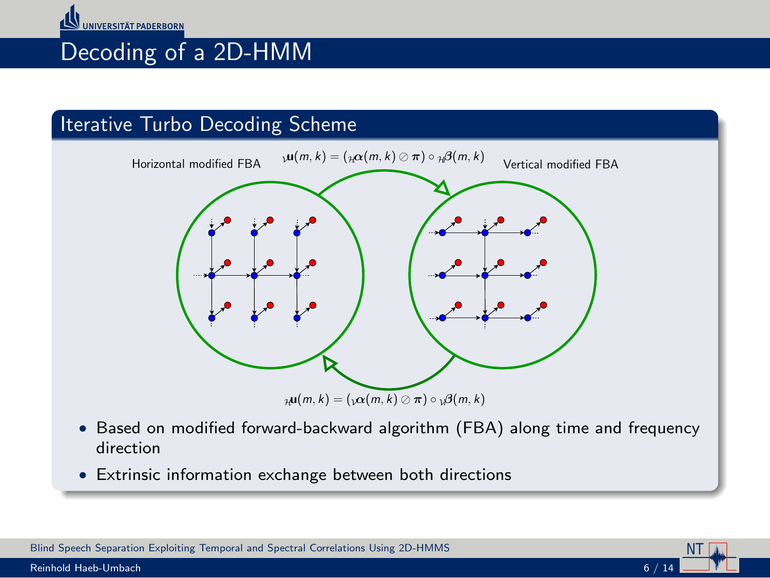# Decoding of a 2D-HMM

## Iterative Turbo Decoding Scheme

Horizontal modified FBA

$_{\mathcal{V}}\mathbf{u}(m,k) = ({}_{\mathcal{H}}\boldsymbol{\alpha}(m,k) \oslash \boldsymbol{\pi}) \circ {}_{\mathcal{H}}\boldsymbol{\beta}(m,k)$

Vertical modified FBA

$_{\mathcal{H}}\mathbf{u}(m,k) = ({}_{\mathcal{V}}\boldsymbol{\alpha}(m,k) \oslash \boldsymbol{\pi}) \circ {}_{\mathcal{V}}\boldsymbol{\beta}(m,k)$

- Based on modified forward-backward algorithm (FBA) along time and frequency direction
- Extrinsic information exchange between both directions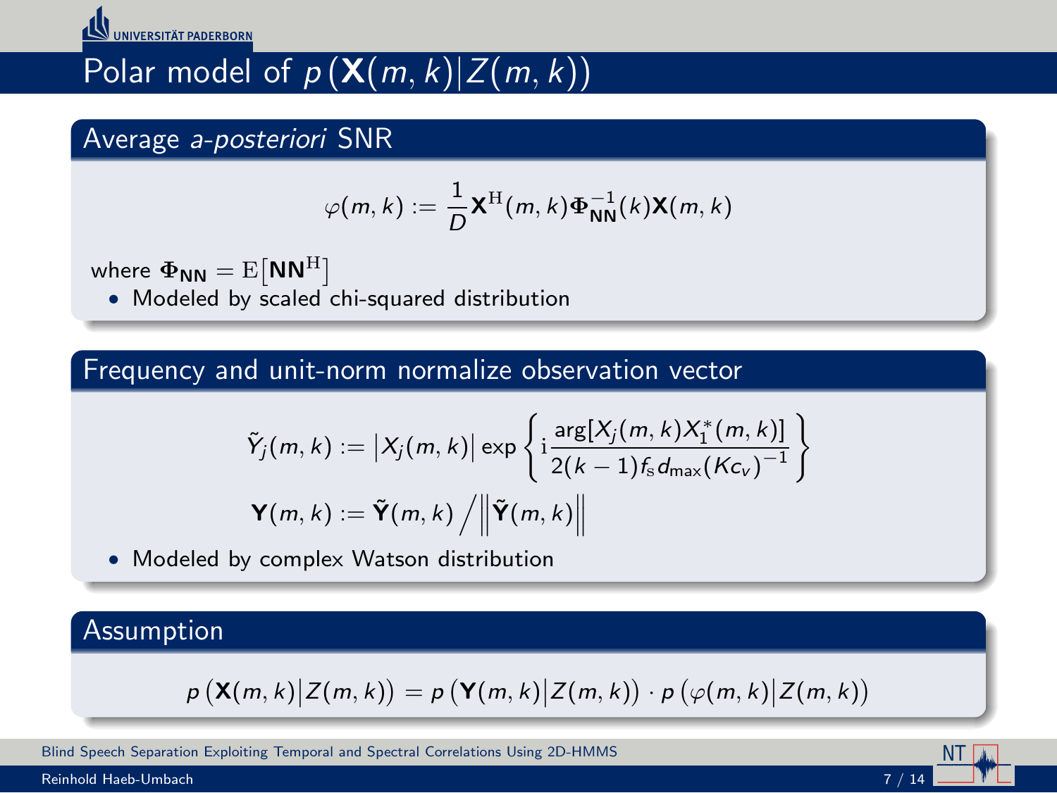# Polar model of $p\left(\mathbf{X}(m,k) \middle| Z(m,k)\right)$

## Average *a-posteriori* SNR

$$\varphi(m,k) := \frac{1}{D}\mathbf{X}^{\mathrm{H}}(m,k)\boldsymbol{\Phi}_{\mathbf{NN}}^{-1}(k)\mathbf{X}(m,k)$$

where $\boldsymbol{\Phi}_{\mathbf{NN}} = \mathrm{E}\left[\mathbf{NN}^{\mathrm{H}}\right]$

- Modeled by scaled chi-squared distribution

## Frequency and unit-norm normalize observation vector

$$\tilde{Y}_j(m,k) := \left|X_j(m,k)\right| \exp\left\{ \mathrm{i}\frac{\arg[X_j(m,k)X_1^*(m,k)]}{2(k-1)f_{\mathrm{s}}d_{\max}(Kc_v)^{-1}} \right\}$$

$$\mathbf{Y}(m,k) := \tilde{\mathbf{Y}}(m,k) \Big/ \left\|\tilde{\mathbf{Y}}(m,k)\right\|$$

- Modeled by complex Watson distribution

## Assumption

$$p\left(\mathbf{X}(m,k)\middle|Z(m,k)\right) = p\left(\mathbf{Y}(m,k)\middle|Z(m,k)\right) \cdot p\left(\varphi(m,k)\middle|Z(m,k)\right)$$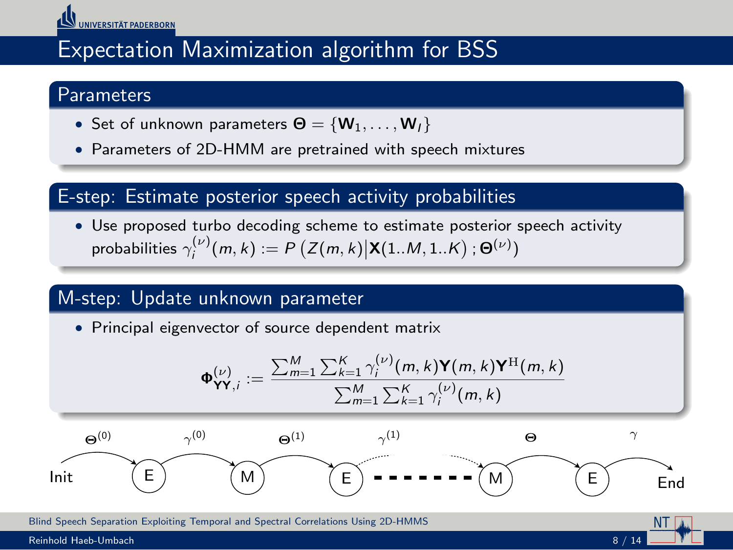# Expectation Maximization algorithm for BSS

## Parameters

- Set of unknown parameters $\mathbf{\Theta} = \{\mathbf{W}_1, \ldots, \mathbf{W}_I\}$
- Parameters of 2D-HMM are pretrained with speech mixtures

## E-step: Estimate posterior speech activity probabilities

- Use proposed turbo decoding scheme to estimate posterior speech activity probabilities $\gamma_i^{(\nu)}(m,k) := P\left(Z(m,k) \middle| \mathbf{X}(1..M, 1..K)\,; \mathbf{\Theta}^{(\nu)}\right)$

## M-step: Update unknown parameter

- Principal eigenvector of source dependent matrix

$$\mathbf{\Phi}_{\mathbf{YY},i}^{(\nu)} := \frac{\sum_{m=1}^{M} \sum_{k=1}^{K} \gamma_i^{(\nu)}(m,k) \mathbf{Y}(m,k) \mathbf{Y}^{\mathrm{H}}(m,k)}{\sum_{m=1}^{M} \sum_{k=1}^{K} \gamma_i^{(\nu)}(m,k)}$$

Init $\xrightarrow{\mathbf{\Theta}^{(0)}}$ E $\xrightarrow{\gamma^{(0)}}$ M $\xrightarrow{\mathbf{\Theta}^{(1)}}$ E $\xrightarrow{\gamma^{(1)}}$ - - - - - - - M $\xrightarrow{\mathbf{\Theta}}$ E $\xrightarrow{\gamma}$ End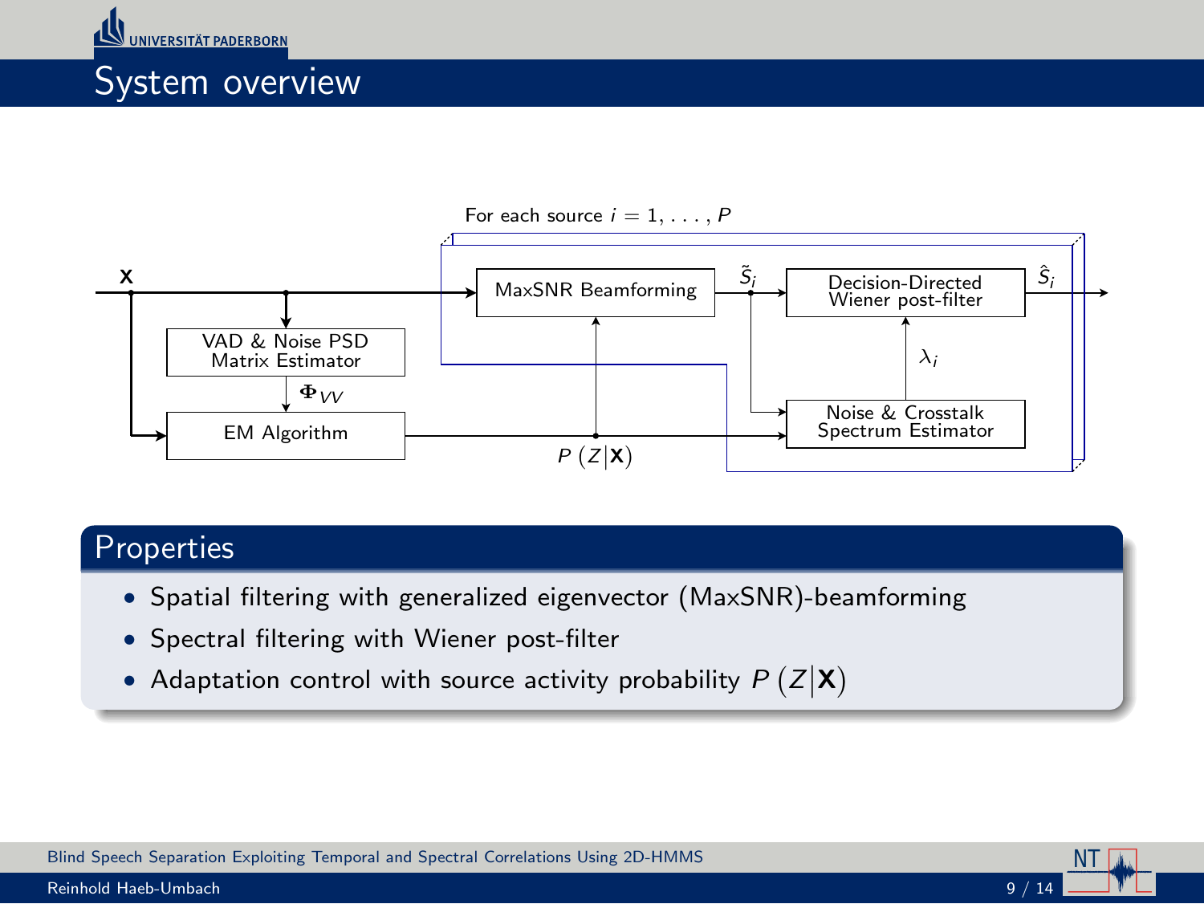# System overview

For each source $i = 1, \ldots, P$

$\mathbf{X}$

VAD & Noise PSD Matrix Estimator

$\mathbf{\Phi}_{VV}$

EM Algorithm

$P\left(Z|\mathbf{X}\right)$

MaxSNR Beamforming

$\tilde{S}_i$

Decision-Directed Wiener post-filter

$\hat{S}_i$

$\lambda_i$

Noise & Crosstalk Spectrum Estimator

## Properties

- Spatial filtering with generalized eigenvector (MaxSNR)-beamforming
- Spectral filtering with Wiener post-filter
- Adaptation control with source activity probability $P\left(Z|\mathbf{X}\right)$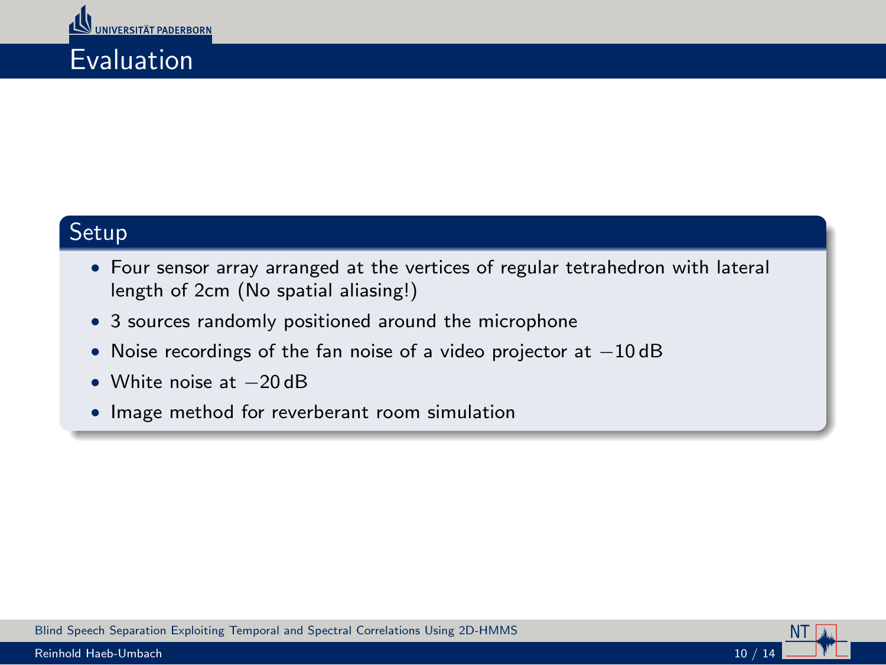# Evaluation

## Setup

- Four sensor array arranged at the vertices of regular tetrahedron with lateral length of 2cm (No spatial aliasing!)
- 3 sources randomly positioned around the microphone
- Noise recordings of the fan noise of a video projector at $-10\,\mathrm{dB}$
- White noise at $-20\,\mathrm{dB}$
- Image method for reverberant room simulation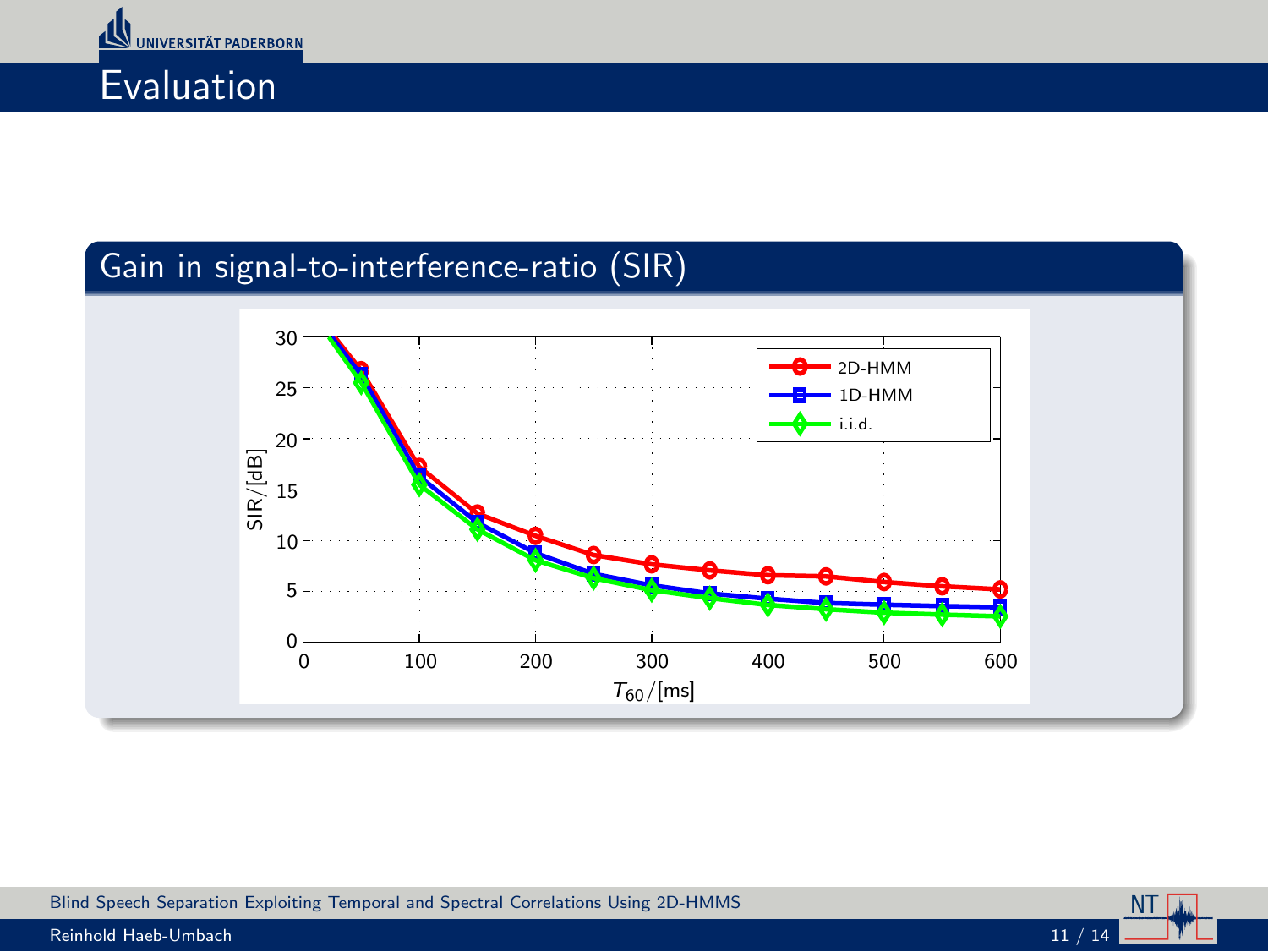# Evaluation

## Gain in signal-to-interference-ratio (SIR)

| $T_{60}$/[ms] | 50 | 100 | 150 | 200 | 250 | 300 | 350 | 400 | 450 | 500 | 550 | 600 |
|---|---|---|---|---|---|---|---|---|---|---|---|---|
| 2D-HMM SIR/[dB] | 26.8 | 17.3 | 12.7 | 10.5 | 8.6 | 7.7 | 7.1 | 6.6 | 6.5 | 5.9 | 5.5 | 5.2 |
| 1D-HMM SIR/[dB] | 26.4 | 16.0 | 11.7 | 8.7 | 6.6 | 5.4 | 4.7 | 4.2 | 3.8 | 3.7 | 3.5 | 3.4 |
| i.i.d. SIR/[dB] | 25.4 | 15.4 | 11.0 | 8.0 | 6.2 | 5.0 | 4.3 | 3.6 | 3.2 | 2.8 | 2.6 | 2.5 |

(Values read approximately from the plot of SIR/[dB] versus $T_{60}$/[ms].)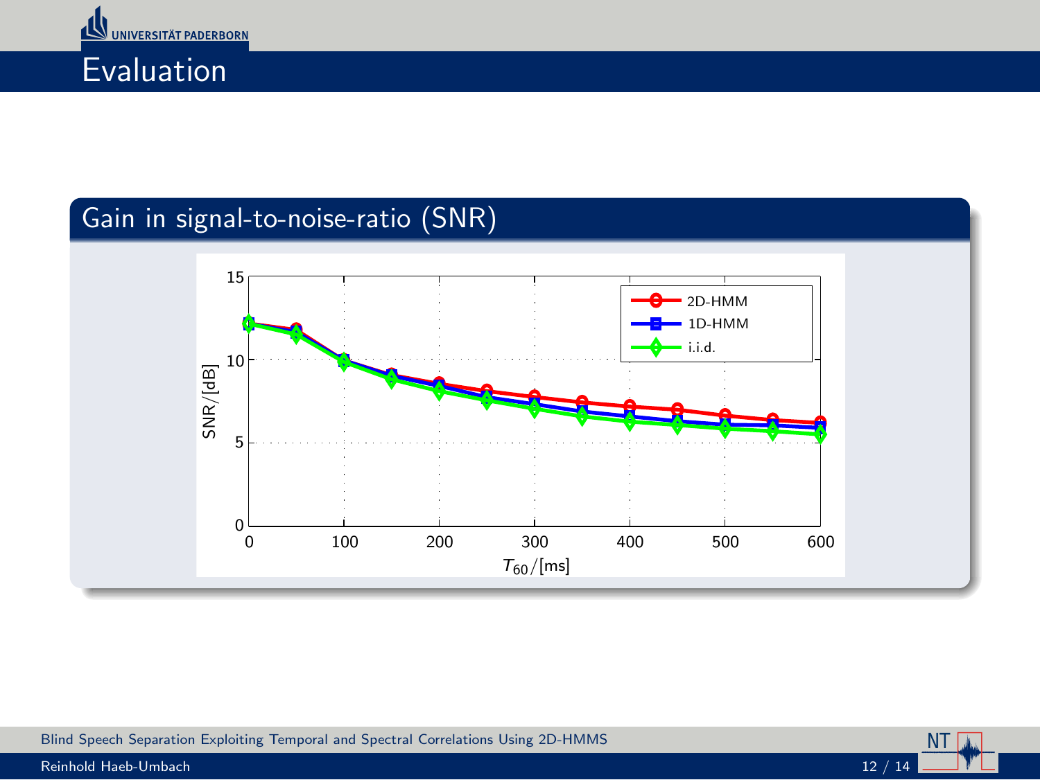# Evaluation

## Gain in signal-to-noise-ratio (SNR)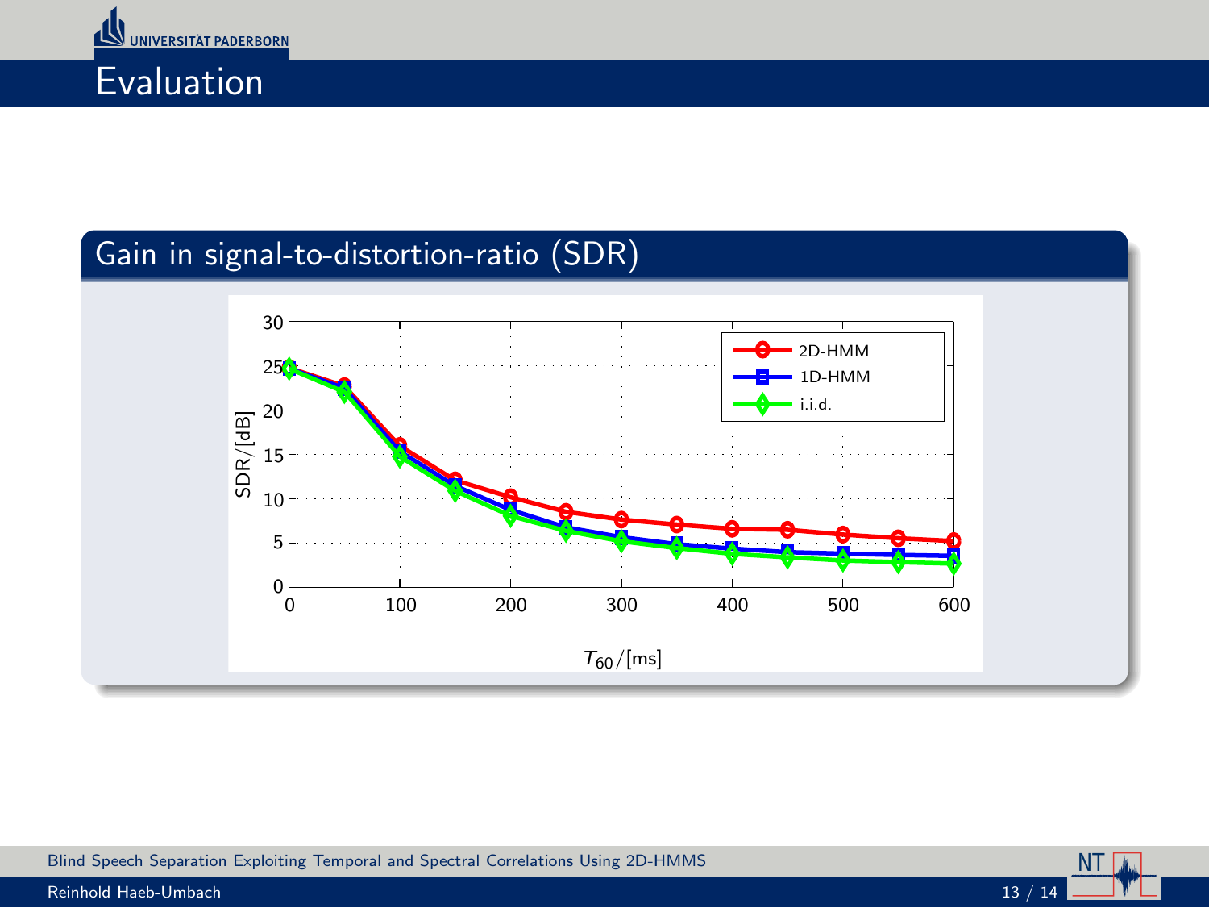# Evaluation

## Gain in signal-to-distortion-ratio (SDR)

SDR/[dB]

$T_{60}$/[ms]

2D-HMM

1D-HMM

i.i.d.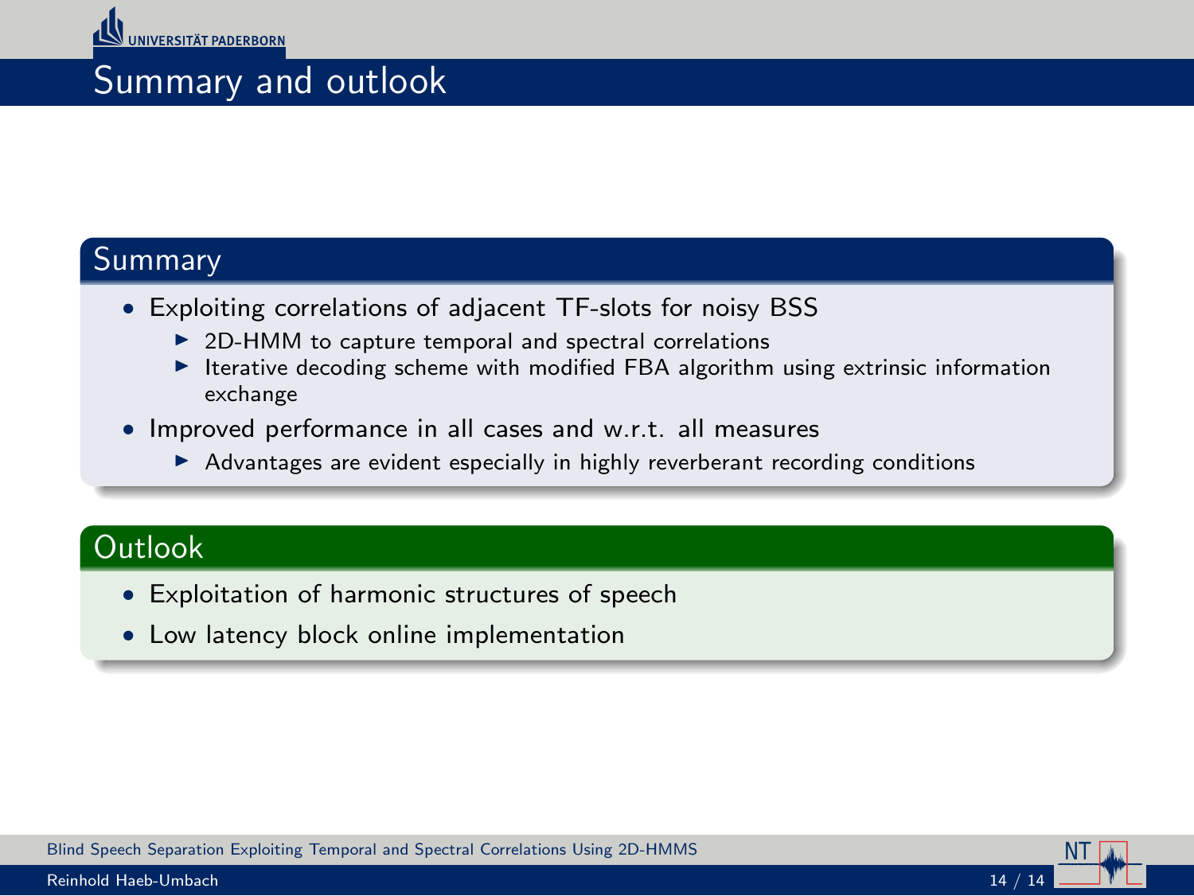# Summary and outlook

## Summary

- Exploiting correlations of adjacent TF-slots for noisy BSS
  - 2D-HMM to capture temporal and spectral correlations
  - Iterative decoding scheme with modified FBA algorithm using extrinsic information exchange
- Improved performance in all cases and w.r.t. all measures
  - Advantages are evident especially in highly reverberant recording conditions

## Outlook

- Exploitation of harmonic structures of speech
- Low latency block online implementation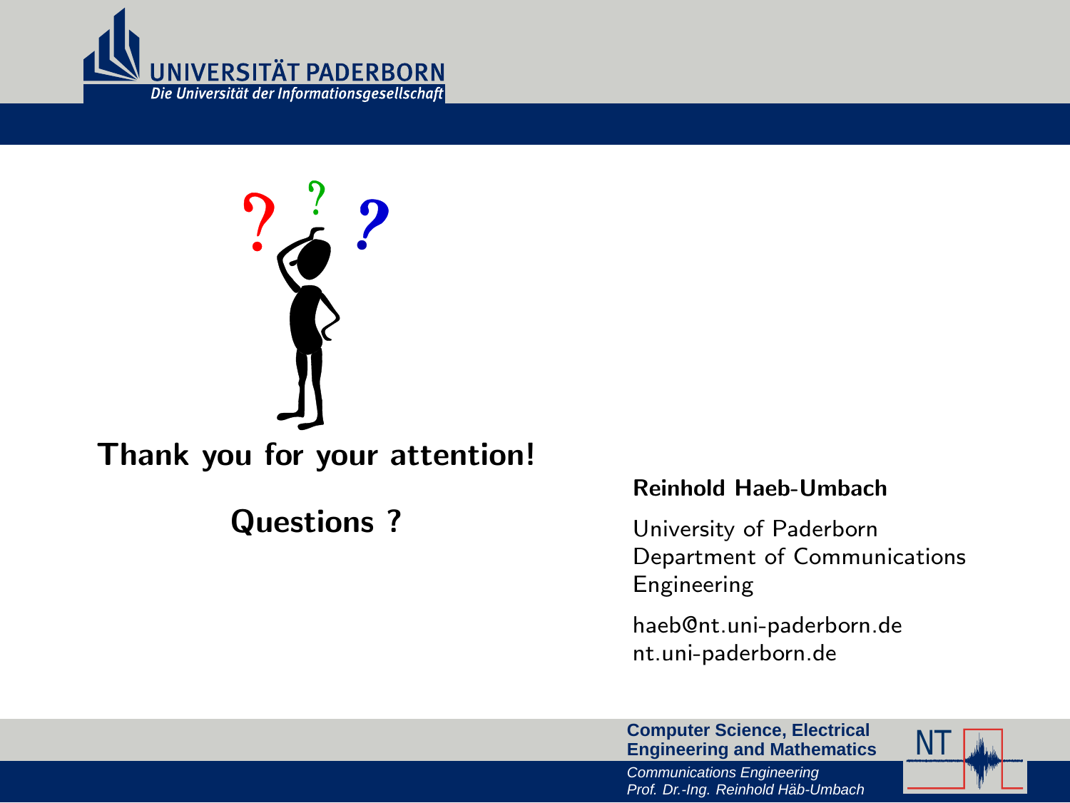**Thank you for your attention!**

**Questions ?**

**Reinhold Haeb-Umbach**

University of Paderborn
Department of Communications Engineering

haeb@nt.uni-paderborn.de
nt.uni-paderborn.de